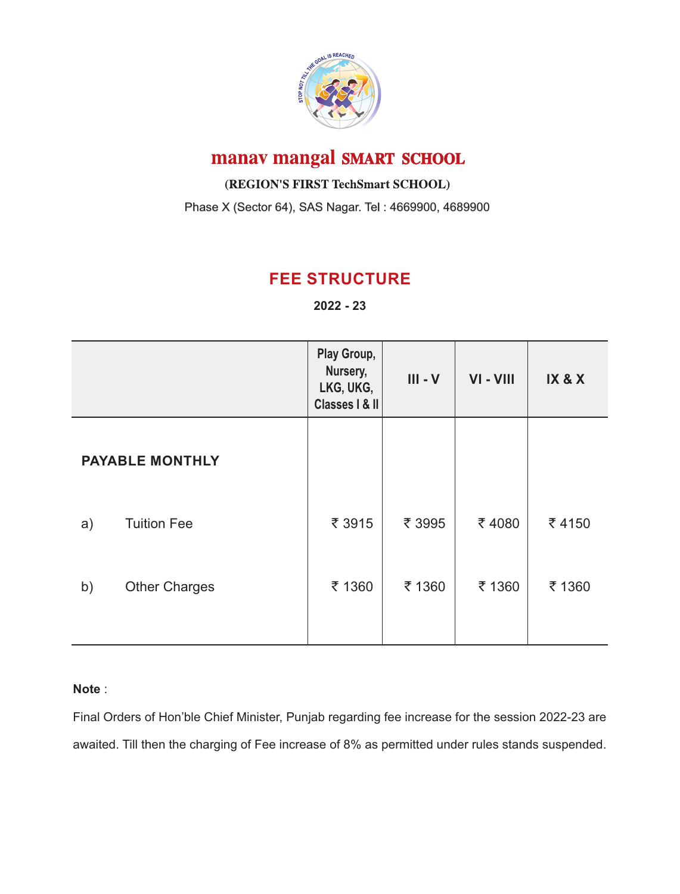# manav mangal SMART SCHOOL

**(REGION'S FIRST TechSmart SCHOOL)**

Phase X (Sector 64), SAS Nagar. Tel : 4669900, 4689900

## FEE STRUCTURE

**2022 - 23**

| | Play Group, Nursery, LKG, UKG, Classes I & II | III - V | VI - VIII | IX & X |
|---|---|---|---|---|
| **PAYABLE MONTHLY** | | | | |
| a) Tuition Fee | ₹ 3915 | ₹ 3995 | ₹ 4080 | ₹ 4150 |
| b) Other Charges | ₹ 1360 | ₹ 1360 | ₹ 1360 | ₹ 1360 |

**Note** :

Final Orders of Hon'ble Chief Minister, Punjab regarding fee increase for the session 2022-23 are awaited. Till then the charging of Fee increase of 8% as permitted under rules stands suspended.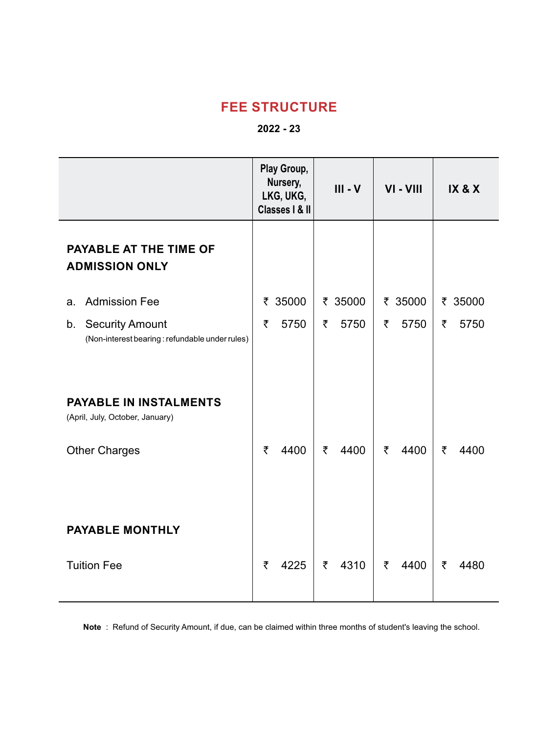# FEE STRUCTURE

**2022 - 23**

| | Play Group, Nursery, LKG, UKG, Classes I & II | III - V | VI - VIII | IX & X |
|---|---|---|---|---|
| **PAYABLE AT THE TIME OF ADMISSION ONLY** | | | | |
| a. Admission Fee | ₹ 35000 | ₹ 35000 | ₹ 35000 | ₹ 35000 |
| b. Security Amount (Non-interest bearing : refundable under rules) | ₹ 5750 | ₹ 5750 | ₹ 5750 | ₹ 5750 |
| **PAYABLE IN INSTALMENTS** (April, July, October, January) | | | | |
| Other Charges | ₹ 4400 | ₹ 4400 | ₹ 4400 | ₹ 4400 |
| **PAYABLE MONTHLY** | | | | |
| Tuition Fee | ₹ 4225 | ₹ 4310 | ₹ 4400 | ₹ 4480 |

**Note** : Refund of Security Amount, if due, can be claimed within three months of student's leaving the school.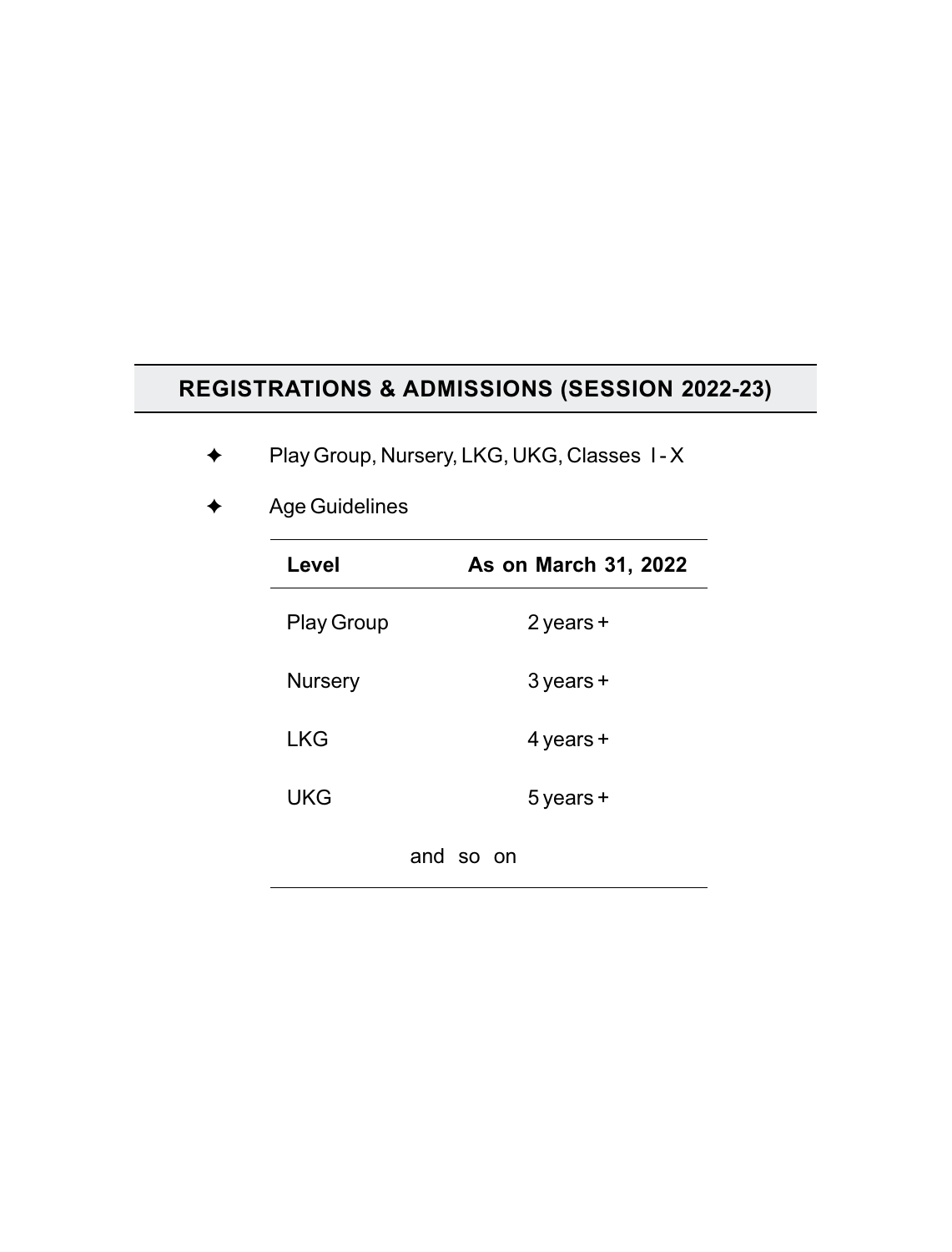## REGISTRATIONS & ADMISSIONS (SESSION 2022-23)

- Play Group, Nursery, LKG, UKG, Classes I - X
- Age Guidelines

| Level | As on March 31, 2022 |
|---|---|
| Play Group | 2 years + |
| Nursery | 3 years + |
| LKG | 4 years + |
| UKG | 5 years + |
| and so on | |